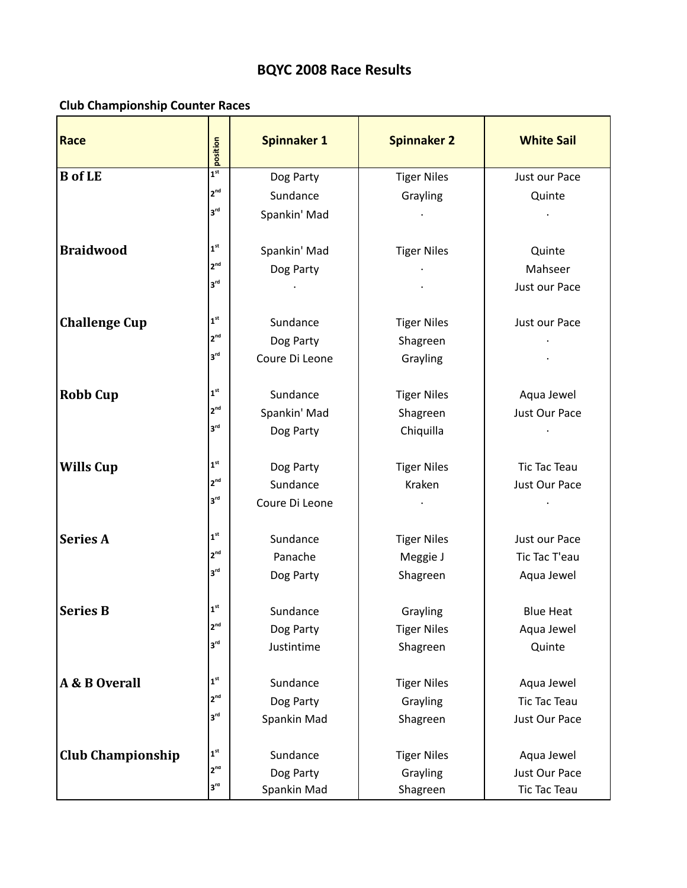# BQYC 2008 Race Results

## Club Championship Counter Races

| Race | position | Spinnaker 1 | Spinnaker 2 | White Sail |
|---|---|---|---|---|
| **B of LE** | 1st | Dog Party | Tiger Niles | Just our Pace |
| | 2nd | Sundance | Grayling | Quinte |
| | 3rd | Spankin' Mad | . | . |
| **Braidwood** | 1st | Spankin' Mad | Tiger Niles | Quinte |
| | 2nd | Dog Party | . | Mahseer |
| | 3rd | . | . | Just our Pace |
| **Challenge Cup** | 1st | Sundance | Tiger Niles | Just our Pace |
| | 2nd | Dog Party | Shagreen | . |
| | 3rd | Coure Di Leone | Grayling | . |
| **Robb Cup** | 1st | Sundance | Tiger Niles | Aqua Jewel |
| | 2nd | Spankin' Mad | Shagreen | Just Our Pace |
| | 3rd | Dog Party | Chiquilla | . |
| **Wills Cup** | 1st | Dog Party | Tiger Niles | Tic Tac Teau |
| | 2nd | Sundance | Kraken | Just Our Pace |
| | 3rd | Coure Di Leone | . | . |
| **Series A** | 1st | Sundance | Tiger Niles | Just our Pace |
| | 2nd | Panache | Meggie J | Tic Tac T'eau |
| | 3rd | Dog Party | Shagreen | Aqua Jewel |
| **Series B** | 1st | Sundance | Grayling | Blue Heat |
| | 2nd | Dog Party | Tiger Niles | Aqua Jewel |
| | 3rd | Justintime | Shagreen | Quinte |
| **A & B Overall** | 1st | Sundance | Tiger Niles | Aqua Jewel |
| | 2nd | Dog Party | Grayling | Tic Tac Teau |
| | 3rd | Spankin Mad | Shagreen | Just Our Pace |
| **Club Championship** | 1st | Sundance | Tiger Niles | Aqua Jewel |
| | 2nd | Dog Party | Grayling | Just Our Pace |
| | 3rd | Spankin Mad | Shagreen | Tic Tac Teau |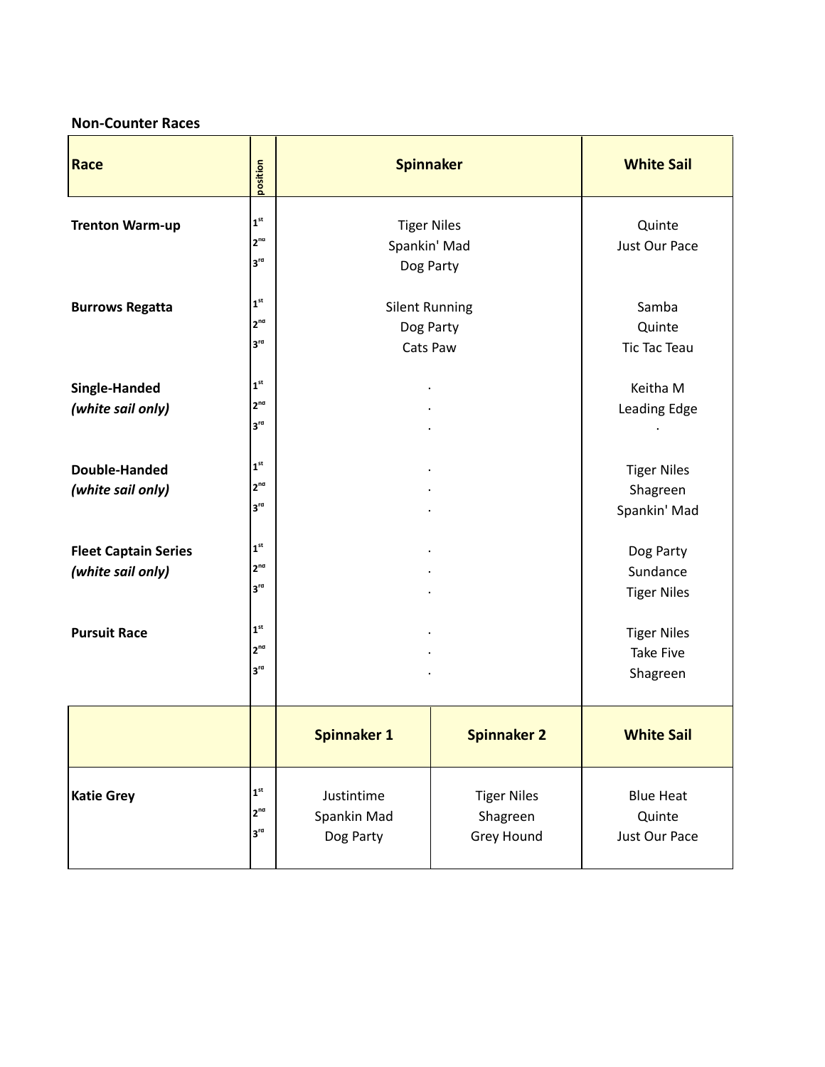**Non-Counter Races**

| Race | position | Spinnaker | | White Sail |
|---|---|---|---|---|
| **Trenton Warm-up** | 1st | Tiger Niles | | Quinte |
| | 2nd | Spankin' Mad | | Just Our Pace |
| | 3rd | Dog Party | | |
| **Burrows Regatta** | 1st | Silent Running | | Samba |
| | 2nd | Dog Party | | Quinte |
| | 3rd | Cats Paw | | Tic Tac Teau |
| **Single-Handed** | 1st | . | | Keitha M |
| ***(white sail only)*** | 2nd | . | | Leading Edge |
| | 3rd | . | | . |
| **Double-Handed** | 1st | . | | Tiger Niles |
| ***(white sail only)*** | 2nd | . | | Shagreen |
| | 3rd | . | | Spankin' Mad |
| **Fleet Captain Series** | 1st | . | | Dog Party |
| ***(white sail only)*** | 2nd | . | | Sundance |
| | 3rd | . | | Tiger Niles |
| **Pursuit Race** | 1st | . | | Tiger Niles |
| | 2nd | . | | Take Five |
| | 3rd | . | | Shagreen |
| | | **Spinnaker 1** | **Spinnaker 2** | **White Sail** |
| **Katie Grey** | 1st | Justintime | Tiger Niles | Blue Heat |
| | 2nd | Spankin Mad | Shagreen | Quinte |
| | 3rd | Dog Party | Grey Hound | Just Our Pace |